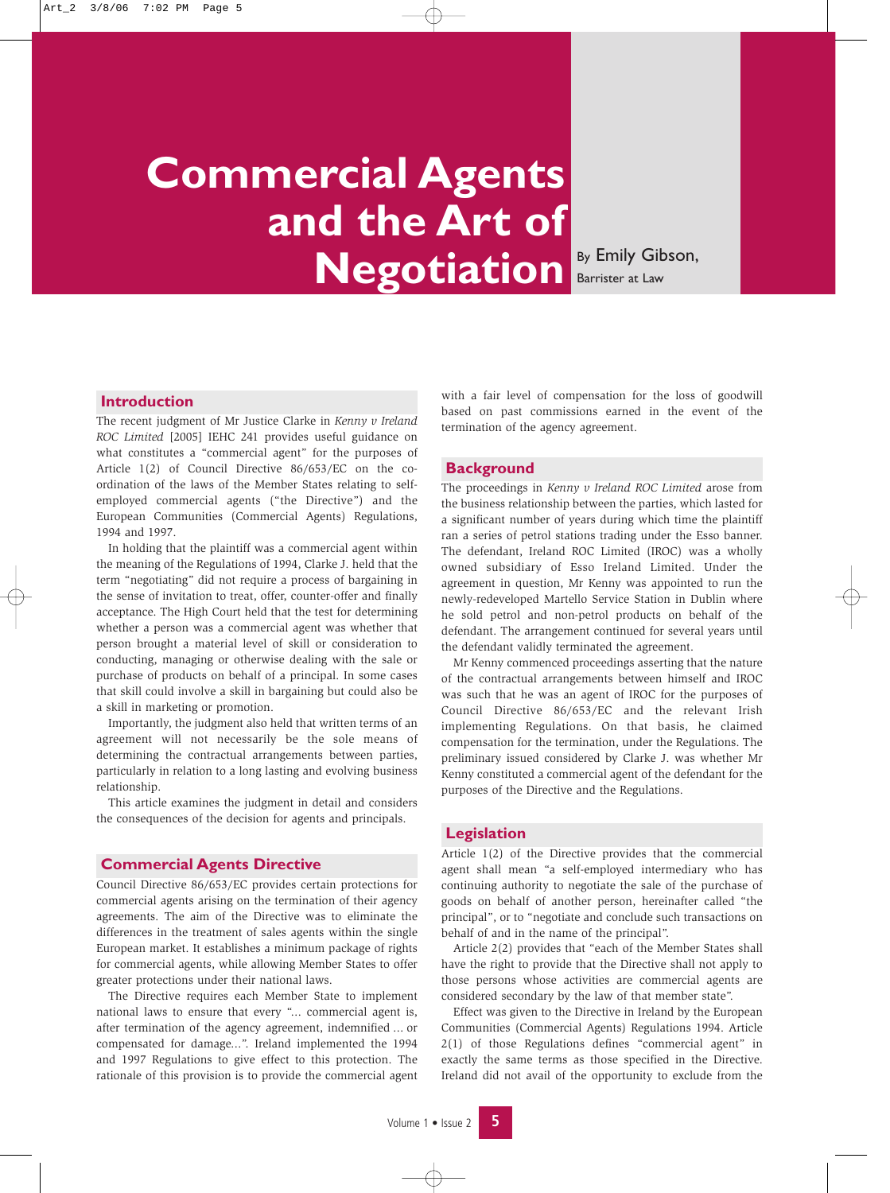# Commercial Agents and the Art of Negotiation

By Emily Gibson, Barrister at Law

## Introduction

The recent judgment of Mr Justice Clarke in *Kenny v Ireland ROC Limited* [2005] IEHC 241 provides useful guidance on what constitutes a "commercial agent" for the purposes of Article 1(2) of Council Directive 86/653/EC on the co-ordination of the laws of the Member States relating to self-employed commercial agents ("the Directive") and the European Communities (Commercial Agents) Regulations, 1994 and 1997.

In holding that the plaintiff was a commercial agent within the meaning of the Regulations of 1994, Clarke J. held that the term "negotiating" did not require a process of bargaining in the sense of invitation to treat, offer, counter-offer and finally acceptance. The High Court held that the test for determining whether a person was a commercial agent was whether that person brought a material level of skill or consideration to conducting, managing or otherwise dealing with the sale or purchase of products on behalf of a principal. In some cases that skill could involve a skill in bargaining but could also be a skill in marketing or promotion.

Importantly, the judgment also held that written terms of an agreement will not necessarily be the sole means of determining the contractual arrangements between parties, particularly in relation to a long lasting and evolving business relationship.

This article examines the judgment in detail and considers the consequences of the decision for agents and principals.

## Commercial Agents Directive

Council Directive 86/653/EC provides certain protections for commercial agents arising on the termination of their agency agreements. The aim of the Directive was to eliminate the differences in the treatment of sales agents within the single European market. It establishes a minimum package of rights for commercial agents, while allowing Member States to offer greater protections under their national laws.

The Directive requires each Member State to implement national laws to ensure that every "... commercial agent is, after termination of the agency agreement, indemnified ... or compensated for damage...". Ireland implemented the 1994 and 1997 Regulations to give effect to this protection. The rationale of this provision is to provide the commercial agent with a fair level of compensation for the loss of goodwill based on past commissions earned in the event of the termination of the agency agreement.

## Background

The proceedings in *Kenny v Ireland ROC Limited* arose from the business relationship between the parties, which lasted for a significant number of years during which time the plaintiff ran a series of petrol stations trading under the Esso banner. The defendant, Ireland ROC Limited (IROC) was a wholly owned subsidiary of Esso Ireland Limited. Under the agreement in question, Mr Kenny was appointed to run the newly-redeveloped Martello Service Station in Dublin where he sold petrol and non-petrol products on behalf of the defendant. The arrangement continued for several years until the defendant validly terminated the agreement.

Mr Kenny commenced proceedings asserting that the nature of the contractual arrangements between himself and IROC was such that he was an agent of IROC for the purposes of Council Directive 86/653/EC and the relevant Irish implementing Regulations. On that basis, he claimed compensation for the termination, under the Regulations. The preliminary issued considered by Clarke J. was whether Mr Kenny constituted a commercial agent of the defendant for the purposes of the Directive and the Regulations.

## Legislation

Article 1(2) of the Directive provides that the commercial agent shall mean "a self-employed intermediary who has continuing authority to negotiate the sale of the purchase of goods on behalf of another person, hereinafter called "the principal", or to "negotiate and conclude such transactions on behalf of and in the name of the principal".

Article 2(2) provides that "each of the Member States shall have the right to provide that the Directive shall not apply to those persons whose activities are commercial agents are considered secondary by the law of that member state".

Effect was given to the Directive in Ireland by the European Communities (Commercial Agents) Regulations 1994. Article 2(1) of those Regulations defines "commercial agent" in exactly the same terms as those specified in the Directive. Ireland did not avail of the opportunity to exclude from the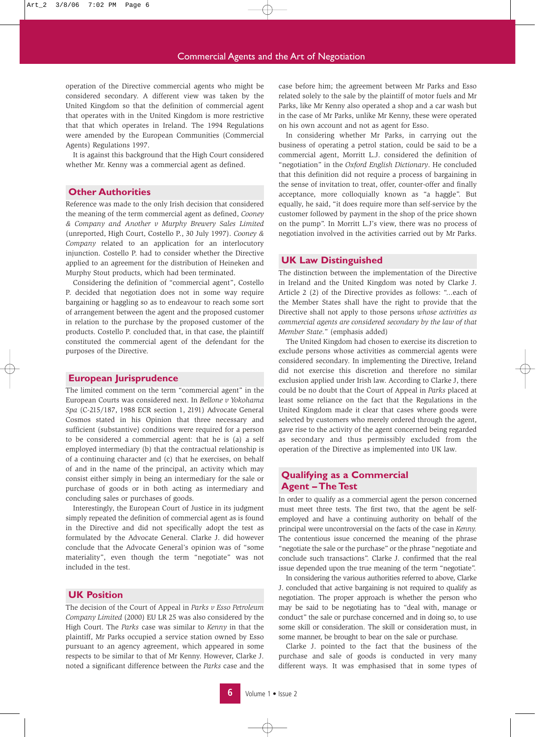operation of the Directive commercial agents who might be considered secondary. A different view was taken by the United Kingdom so that the definition of commercial agent that operates with in the United Kingdom is more restrictive that that which operates in Ireland. The 1994 Regulations were amended by the European Communities (Commercial Agents) Regulations 1997.

It is against this background that the High Court considered whether Mr. Kenny was a commercial agent as defined.

## Other Authorities

Reference was made to the only Irish decision that considered the meaning of the term commercial agent as defined, *Cooney & Company and Another v Murphy Brewery Sales Limited* (unreported, High Court, Costello P., 30 July 1997). *Cooney & Company* related to an application for an interlocutory injunction. Costello P. had to consider whether the Directive applied to an agreement for the distribution of Heineken and Murphy Stout products, which had been terminated.

Considering the definition of "commercial agent", Costello P. decided that negotiation does not in some way require bargaining or haggling so as to endeavour to reach some sort of arrangement between the agent and the proposed customer in relation to the purchase by the proposed customer of the products. Costello P. concluded that, in that case, the plaintiff constituted the commercial agent of the defendant for the purposes of the Directive.

## European Jurisprudence

The limited comment on the term "commercial agent" in the European Courts was considered next. In *Bellone v Yokohama Spa* (C-215/187, 1988 ECR section 1, 2191) Advocate General Cosmos stated in his Opinion that three necessary and sufficient (substantive) conditions were required for a person to be considered a commercial agent: that he is (a) a self employed intermediary (b) that the contractual relationship is of a continuing character and (c) that he exercises, on behalf of and in the name of the principal, an activity which may consist either simply in being an intermediary for the sale or purchase of goods or in both acting as intermediary and concluding sales or purchases of goods.

Interestingly, the European Court of Justice in its judgment simply repeated the definition of commercial agent as is found in the Directive and did not specifically adopt the test as formulated by the Advocate General. Clarke J. did however conclude that the Advocate General's opinion was of "some materiality", even though the term "negotiate" was not included in the test.

## UK Position

The decision of the Court of Appeal in *Parks v Esso Petroleum Company Limited* (2000) EU LR 25 was also considered by the High Court. The *Parks* case was similar to *Kenny* in that the plaintiff, Mr Parks occupied a service station owned by Esso pursuant to an agency agreement, which appeared in some respects to be similar to that of Mr Kenny. However, Clarke J. noted a significant difference between the *Parks* case and the case before him; the agreement between Mr Parks and Esso related solely to the sale by the plaintiff of motor fuels and Mr Parks, like Mr Kenny also operated a shop and a car wash but in the case of Mr Parks, unlike Mr Kenny, these were operated on his own account and not as agent for Esso.

In considering whether Mr Parks, in carrying out the business of operating a petrol station, could be said to be a commercial agent, Morritt L.J. considered the definition of "negotiation" in the *Oxford English Dictionary*. He concluded that this definition did not require a process of bargaining in the sense of invitation to treat, offer, counter-offer and finally acceptance, more colloquially known as "a haggle". But equally, he said, "it does require more than self-service by the customer followed by payment in the shop of the price shown on the pump". In Morritt L.J's view, there was no process of negotiation involved in the activities carried out by Mr Parks.

## UK Law Distinguished

The distinction between the implementation of the Directive in Ireland and the United Kingdom was noted by Clarke J. Article 2 (2) of the Directive provides as follows: "...each of the Member States shall have the right to provide that the Directive shall not apply to those persons *whose activities as commercial agents are considered secondary by the law of that Member State*." (emphasis added)

The United Kingdom had chosen to exercise its discretion to exclude persons whose activities as commercial agents were considered secondary. In implementing the Directive, Ireland did not exercise this discretion and therefore no similar exclusion applied under Irish law. According to Clarke J, there could be no doubt that the Court of Appeal in *Parks* placed at least some reliance on the fact that the Regulations in the United Kingdom made it clear that cases where goods were selected by customers who merely ordered through the agent, gave rise to the activity of the agent concerned being regarded as secondary and thus permissibly excluded from the operation of the Directive as implemented into UK law.

## Qualifying as a Commercial Agent – The Test

In order to qualify as a commercial agent the person concerned must meet three tests. The first two, that the agent be self-employed and have a continuing authority on behalf of the principal were uncontroversial on the facts of the case in *Kenny.* The contentious issue concerned the meaning of the phrase "negotiate the sale or the purchase" or the phrase "negotiate and conclude such transactions". Clarke J. confirmed that the real issue depended upon the true meaning of the term "negotiate".

In considering the various authorities referred to above, Clarke J. concluded that active bargaining is not required to qualify as negotiation. The proper approach is whether the person who may be said to be negotiating has to "deal with, manage or conduct" the sale or purchase concerned and in doing so, to use some skill or consideration. The skill or consideration must, in some manner, be brought to bear on the sale or purchase.

Clarke J. pointed to the fact that the business of the purchase and sale of goods is conducted in very many different ways. It was emphasised that in some types of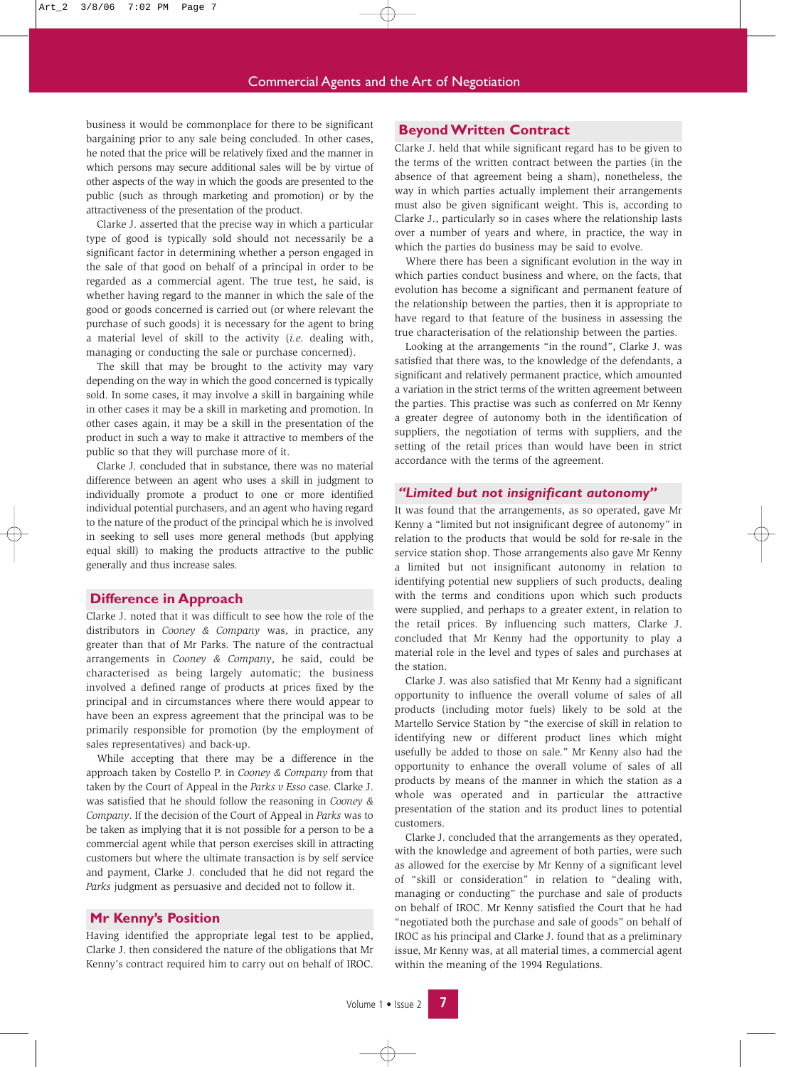business it would be commonplace for there to be significant bargaining prior to any sale being concluded. In other cases, he noted that the price will be relatively fixed and the manner in which persons may secure additional sales will be by virtue of other aspects of the way in which the goods are presented to the public (such as through marketing and promotion) or by the attractiveness of the presentation of the product.

Clarke J. asserted that the precise way in which a particular type of good is typically sold should not necessarily be a significant factor in determining whether a person engaged in the sale of that good on behalf of a principal in order to be regarded as a commercial agent. The true test, he said, is whether having regard to the manner in which the sale of the good or goods concerned is carried out (or where relevant the purchase of such goods) it is necessary for the agent to bring a material level of skill to the activity (*i.e.* dealing with, managing or conducting the sale or purchase concerned).

The skill that may be brought to the activity may vary depending on the way in which the good concerned is typically sold. In some cases, it may involve a skill in bargaining while in other cases it may be a skill in marketing and promotion. In other cases again, it may be a skill in the presentation of the product in such a way to make it attractive to members of the public so that they will purchase more of it.

Clarke J. concluded that in substance, there was no material difference between an agent who uses a skill in judgment to individually promote a product to one or more identified individual potential purchasers, and an agent who having regard to the nature of the product of the principal which he is involved in seeking to sell uses more general methods (but applying equal skill) to making the products attractive to the public generally and thus increase sales.

## Difference in Approach

Clarke J. noted that it was difficult to see how the role of the distributors in *Cooney & Company* was, in practice, any greater than that of Mr Parks. The nature of the contractual arrangements in *Cooney & Company*, he said, could be characterised as being largely automatic; the business involved a defined range of products at prices fixed by the principal and in circumstances where there would appear to have been an express agreement that the principal was to be primarily responsible for promotion (by the employment of sales representatives) and back-up.

While accepting that there may be a difference in the approach taken by Costello P. in *Cooney & Company* from that taken by the Court of Appeal in the *Parks v Esso* case. Clarke J. was satisfied that he should follow the reasoning in *Cooney & Company*. If the decision of the Court of Appeal in *Parks* was to be taken as implying that it is not possible for a person to be a commercial agent while that person exercises skill in attracting customers but where the ultimate transaction is by self service and payment, Clarke J. concluded that he did not regard the *Parks* judgment as persuasive and decided not to follow it.

## Mr Kenny's Position

Having identified the appropriate legal test to be applied, Clarke J. then considered the nature of the obligations that Mr Kenny's contract required him to carry out on behalf of IROC.

## Beyond Written Contract

Clarke J. held that while significant regard has to be given to the terms of the written contract between the parties (in the absence of that agreement being a sham), nonetheless, the way in which parties actually implement their arrangements must also be given significant weight. This is, according to Clarke J., particularly so in cases where the relationship lasts over a number of years and where, in practice, the way in which the parties do business may be said to evolve.

Where there has been a significant evolution in the way in which parties conduct business and where, on the facts, that evolution has become a significant and permanent feature of the relationship between the parties, then it is appropriate to have regard to that feature of the business in assessing the true characterisation of the relationship between the parties.

Looking at the arrangements "in the round", Clarke J. was satisfied that there was, to the knowledge of the defendants, a significant and relatively permanent practice, which amounted a variation in the strict terms of the written agreement between the parties. This practise was such as conferred on Mr Kenny a greater degree of autonomy both in the identification of suppliers, the negotiation of terms with suppliers, and the setting of the retail prices than would have been in strict accordance with the terms of the agreement.

## *"Limited but not insignificant autonomy"*

It was found that the arrangements, as so operated, gave Mr Kenny a "limited but not insignificant degree of autonomy" in relation to the products that would be sold for re-sale in the service station shop. Those arrangements also gave Mr Kenny a limited but not insignificant autonomy in relation to identifying potential new suppliers of such products, dealing with the terms and conditions upon which such products were supplied, and perhaps to a greater extent, in relation to the retail prices. By influencing such matters, Clarke J. concluded that Mr Kenny had the opportunity to play a material role in the level and types of sales and purchases at the station.

Clarke J. was also satisfied that Mr Kenny had a significant opportunity to influence the overall volume of sales of all products (including motor fuels) likely to be sold at the Martello Service Station by "the exercise of skill in relation to identifying new or different product lines which might usefully be added to those on sale." Mr Kenny also had the opportunity to enhance the overall volume of sales of all products by means of the manner in which the station as a whole was operated and in particular the attractive presentation of the station and its product lines to potential customers.

Clarke J. concluded that the arrangements as they operated, with the knowledge and agreement of both parties, were such as allowed for the exercise by Mr Kenny of a significant level of "skill or consideration" in relation to "dealing with, managing or conducting" the purchase and sale of products on behalf of IROC. Mr Kenny satisfied the Court that he had "negotiated both the purchase and sale of goods" on behalf of IROC as his principal and Clarke J. found that as a preliminary issue, Mr Kenny was, at all material times, a commercial agent within the meaning of the 1994 Regulations.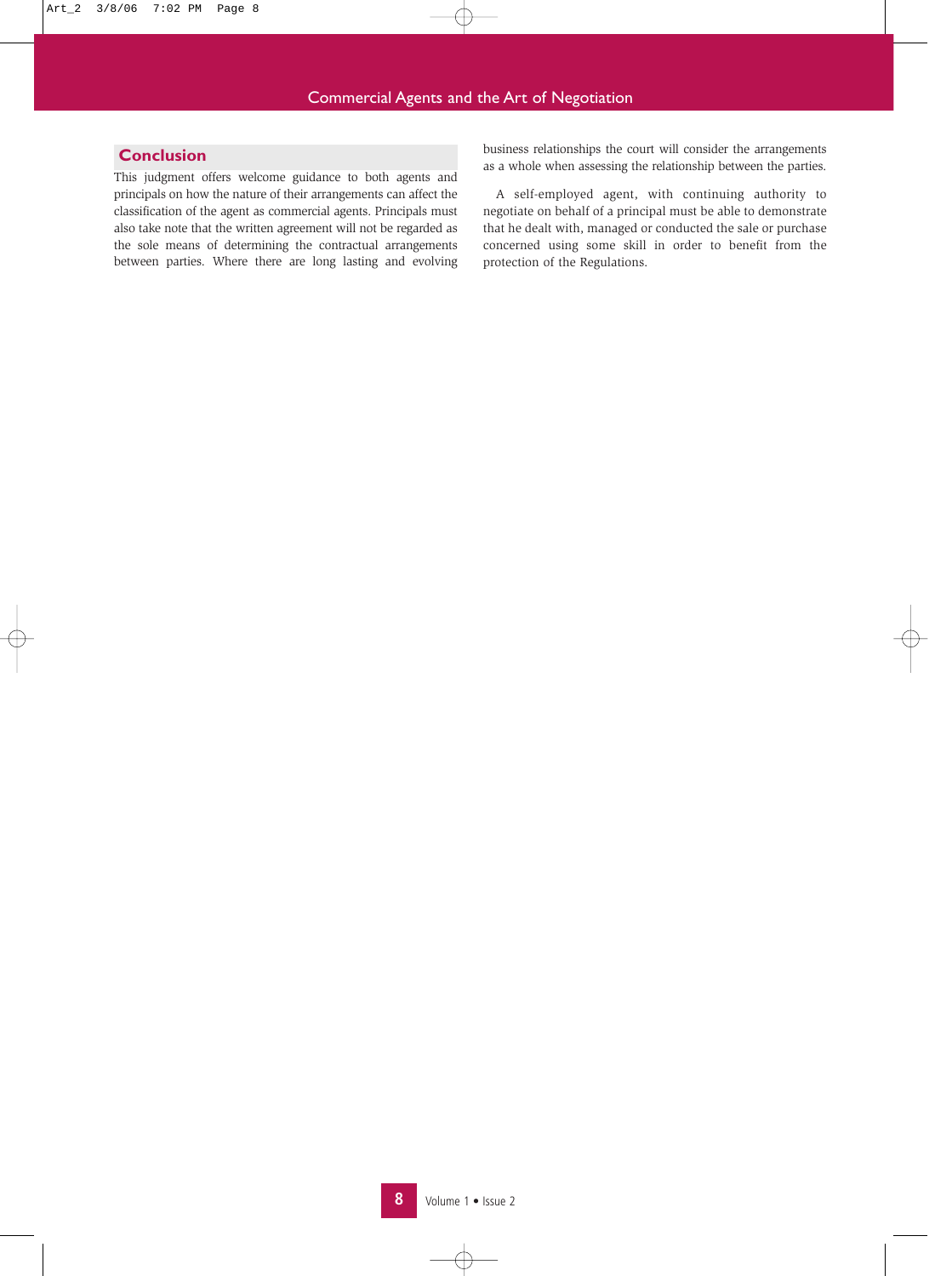## Conclusion

This judgment offers welcome guidance to both agents and principals on how the nature of their arrangements can affect the classification of the agent as commercial agents. Principals must also take note that the written agreement will not be regarded as the sole means of determining the contractual arrangements between parties. Where there are long lasting and evolving business relationships the court will consider the arrangements as a whole when assessing the relationship between the parties.

A self-employed agent, with continuing authority to negotiate on behalf of a principal must be able to demonstrate that he dealt with, managed or conducted the sale or purchase concerned using some skill in order to benefit from the protection of the Regulations.